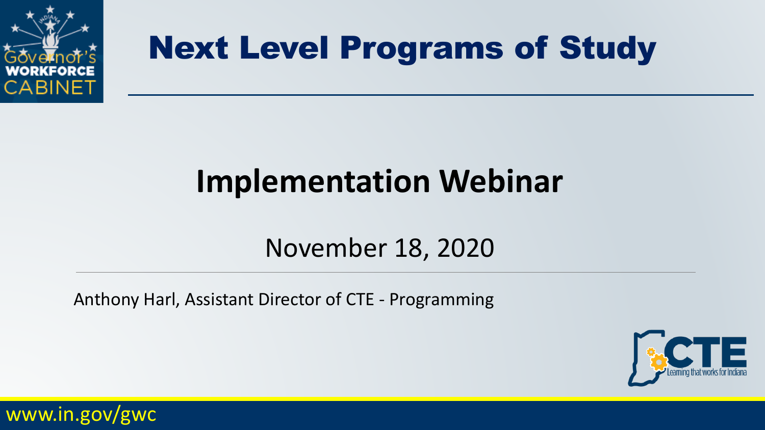# Next Level Programs of Study

## Implementation Webinar

November 18, 2020

Anthony Harl, Assistant Director of CTE - Programming

www.in.gov/gwc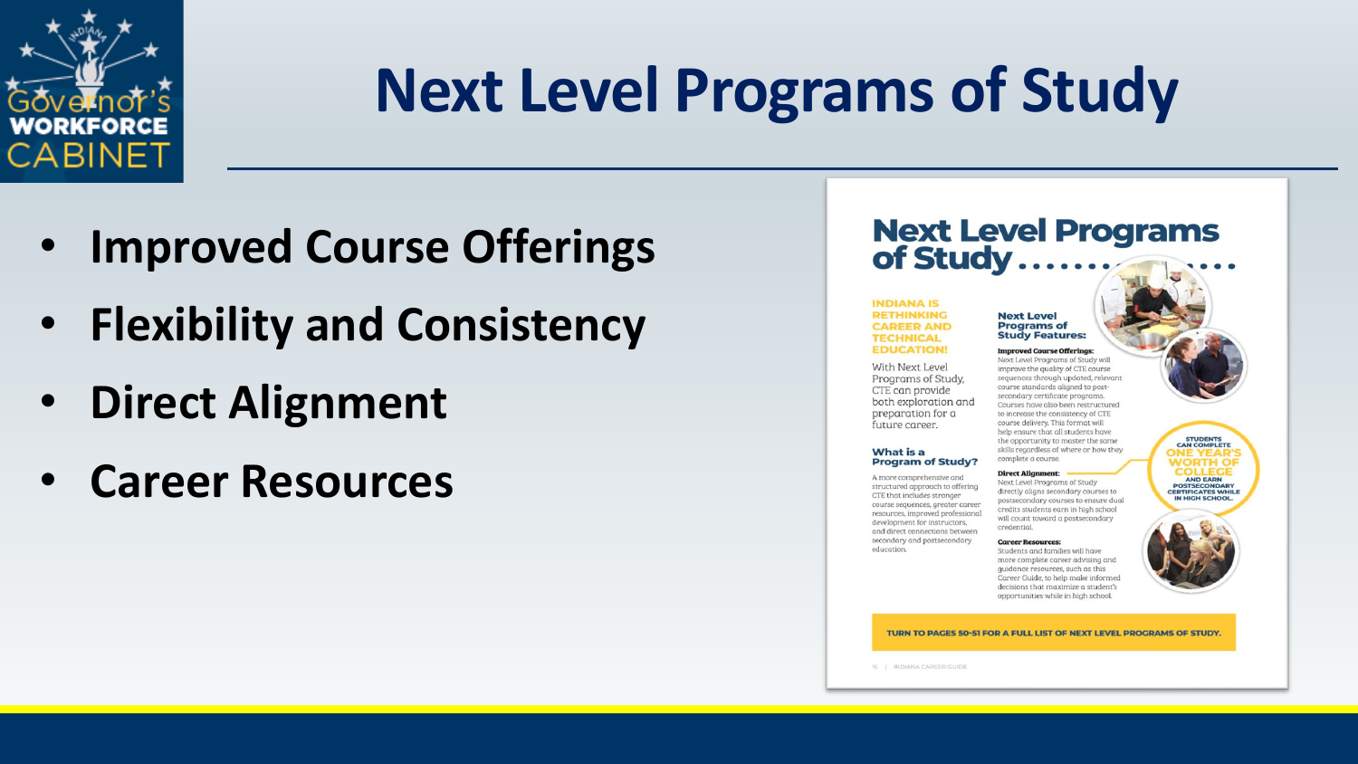# Next Level Programs of Study

- **Improved Course Offerings**
- **Flexibility and Consistency**
- **Direct Alignment**
- **Career Resources**

## Next Level Programs of Study

**INDIANA IS RETHINKING CAREER AND TECHNICAL EDUCATION!**

With Next Level Programs of Study, CTE can provide both exploration and preparation for a future career.

### What is a Program of Study?

A more comprehensive and structured approach to offering CTE that includes stronger course sequences, greater career resources, improved professional development for instructors, and direct connections between secondary and postsecondary education.

### Next Level Programs of Study Features:

**Improved Course Offerings:** Next Level Programs of Study will improve the quality of CTE course sequences through updated, relevant course standards aligned to post-secondary certificate programs. Courses have also been restructured to increase the consistency of CTE course delivery. This format will help ensure that all students have the opportunity to master the same skills regardless of where or how they complete a course.

**Direct Alignment:** Next Level Programs of Study directly aligns secondary courses to postsecondary courses to ensure dual credits students earn in high school will count toward a postsecondary credential.

**Career Resources:** Students and families will have more complete career advising and guidance resources, such as this Career Guide, to help make informed decisions that maximize a student's opportunities while in high school.

STUDENTS CAN COMPLETE ONE YEAR'S WORTH OF COLLEGE AND EARN POSTSECONDARY CERTIFICATES WHILE IN HIGH SCHOOL.

TURN TO PAGES 50-51 FOR A FULL LIST OF NEXT LEVEL PROGRAMS OF STUDY.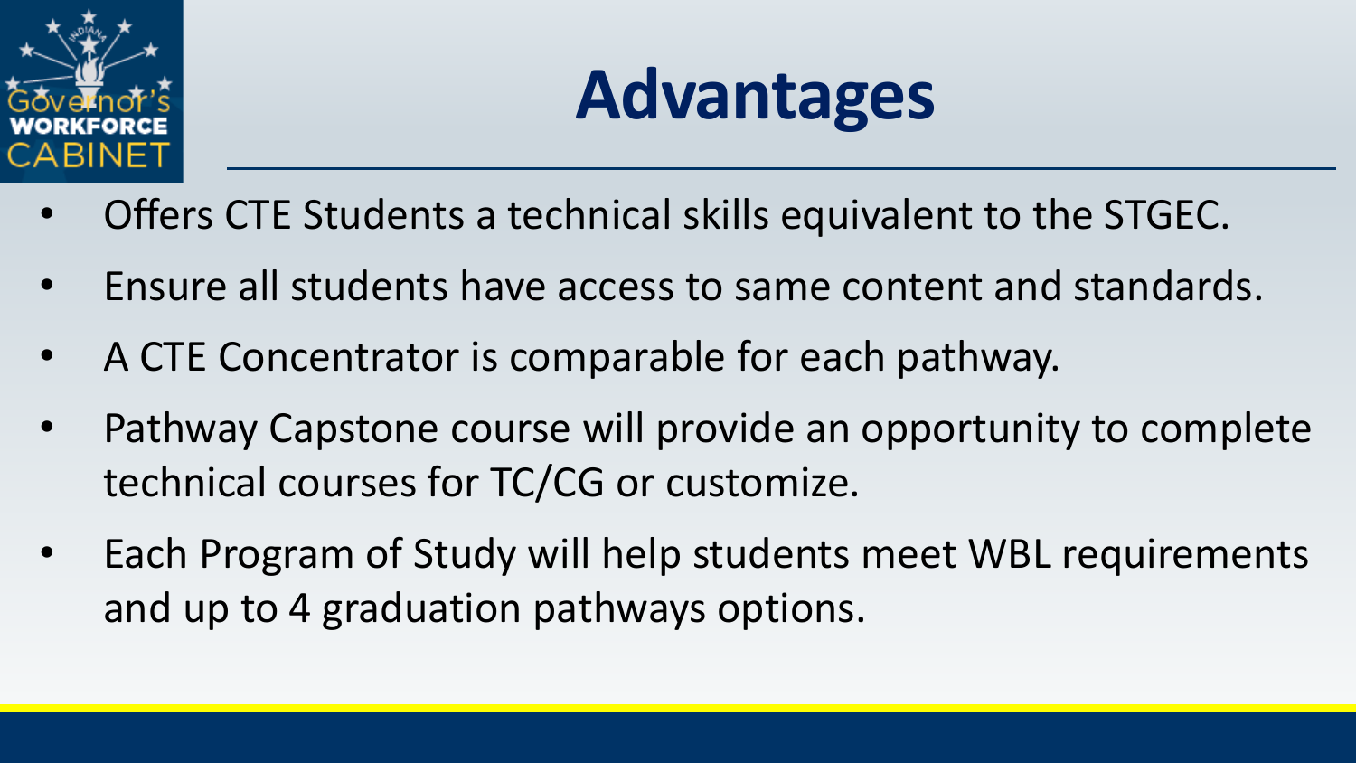# Advantages

- Offers CTE Students a technical skills equivalent to the STGEC.
- Ensure all students have access to same content and standards.
- A CTE Concentrator is comparable for each pathway.
- Pathway Capstone course will provide an opportunity to complete technical courses for TC/CG or customize.
- Each Program of Study will help students meet WBL requirements and up to 4 graduation pathways options.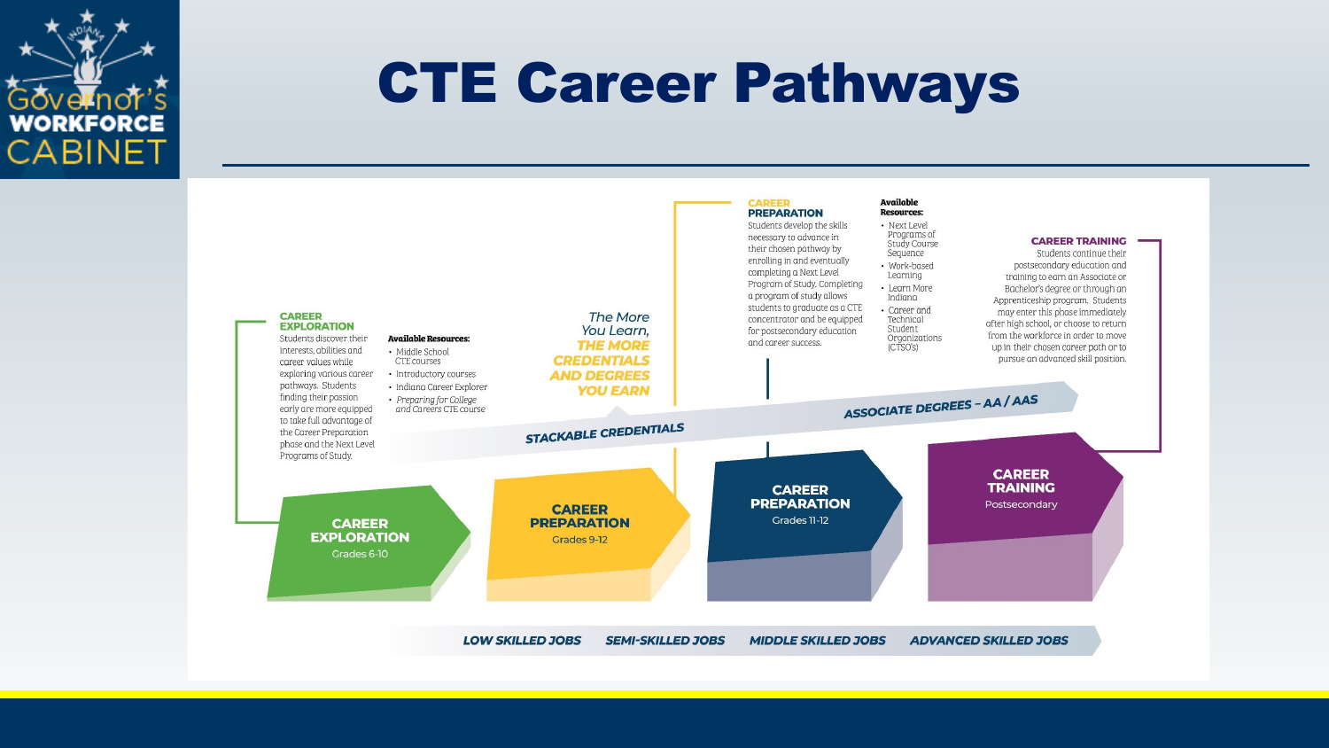# CTE Career Pathways

**CAREER EXPLORATION**
Students discover their interests, abilities and career values while exploring various career pathways. Students finding their passion early are more equipped to take full advantage of the Career Preparation phase and the Next Level Programs of Study.

**Available Resources:**
- Middle School CTE courses
- Introductory courses
- Indiana Career Explorer
- *Preparing for College and Careers CTE course*

*The More You Learn,* ***THE MORE CREDENTIALS AND DEGREES YOU EARN***

**CAREER PREPARATION**
Students develop the skills necessary to advance in their chosen pathway by enrolling in and eventually completing a Next Level Program of Study. Completing a program of study allows students to graduate as a CTE concentrator and be equipped for postsecondary education and career success.

**Available Resources:**
- Next Level Programs of Study Course Sequence
- Work-based Learning
- Learn More Indiana
- Career and Technical Student Organizations (CTSO's)

**CAREER TRAINING**
Students continue their postsecondary education and training to earn an Associate or Bachelor's degree or through an Apprenticeship program. Students may enter this phase immediately after high school, or choose to return from the workforce in order to move up in their chosen career path or to pursue an advanced skill position.

*STACKABLE CREDENTIALS* → *ASSOCIATE DEGREES – AA / AAS*

- **CAREER EXPLORATION** — Grades 6-10
- **CAREER PREPARATION** — Grades 9-12
- **CAREER PREPARATION** — Grades 11-12
- **CAREER TRAINING** — Postsecondary

*LOW SKILLED JOBS* → *SEMI-SKILLED JOBS* → *MIDDLE SKILLED JOBS* → *ADVANCED SKILLED JOBS*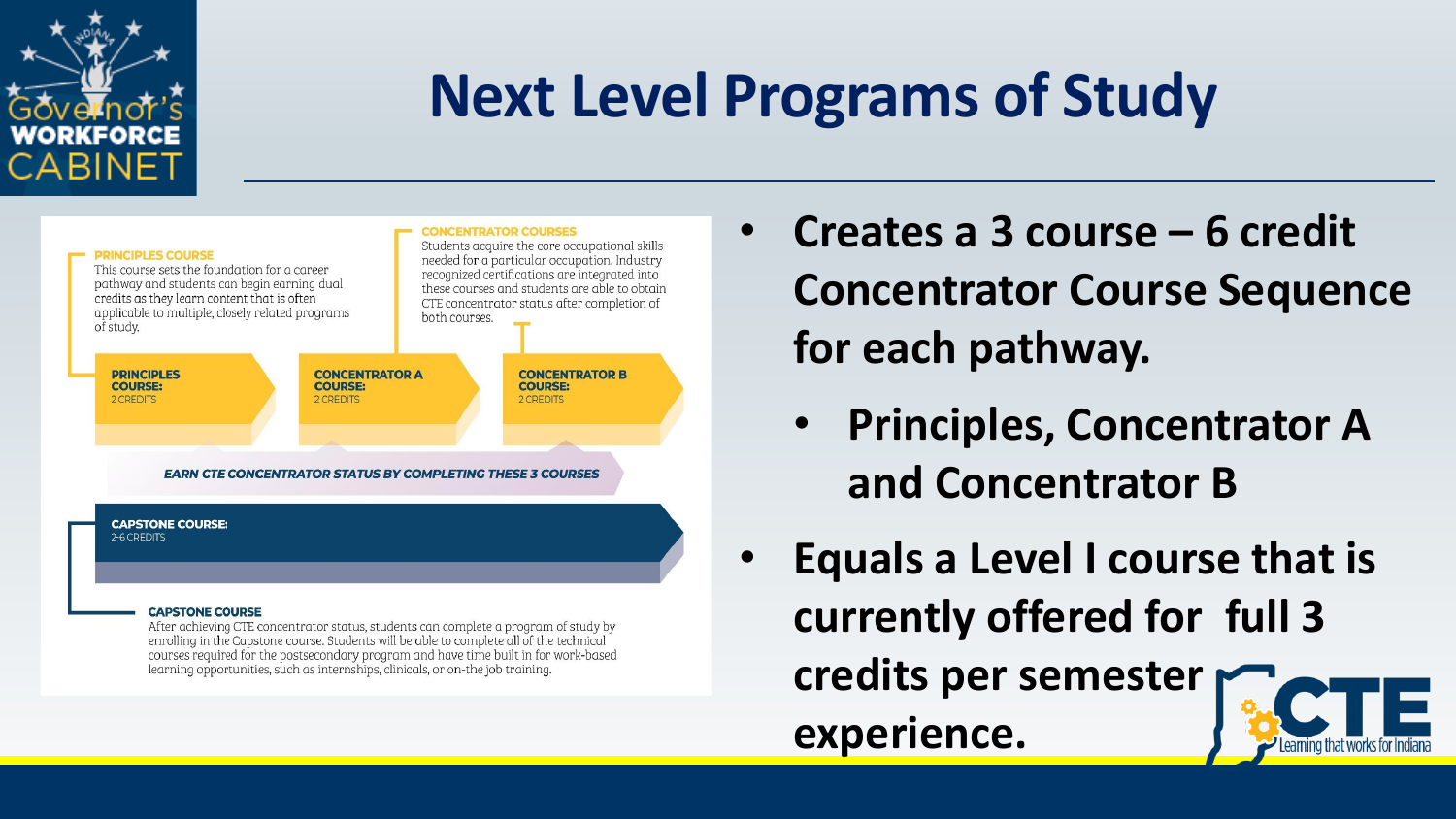# Next Level Programs of Study

**PRINCIPLES COURSE**
This course sets the foundation for a career pathway and students can begin earning dual credits as they learn content that is often applicable to multiple, closely related programs of study.

**CONCENTRATOR COURSES**
Students acquire the core occupational skills needed for a particular occupation. Industry recognized certifications are integrated into these courses and students are able to obtain CTE concentrator status after completion of both courses.

**PRINCIPLES COURSE:** 2 CREDITS

**CONCENTRATOR A COURSE:** 2 CREDITS

**CONCENTRATOR B COURSE:** 2 CREDITS

***EARN CTE CONCENTRATOR STATUS BY COMPLETING THESE 3 COURSES***

**CAPSTONE COURSE:** 2-6 CREDITS

**CAPSTONE COURSE**
After achieving CTE concentrator status, students can complete a program of study by enrolling in the Capstone course. Students will be able to complete all of the technical courses required for the postsecondary program and have time built in for work-based learning opportunities, such as internships, clinicals, or on-the job training.

- **Creates a 3 course – 6 credit Concentrator Course Sequence for each pathway.**
  - **Principles, Concentrator A and Concentrator B**
- **Equals a Level I course that is currently offered for full 3 credits per semester experience.**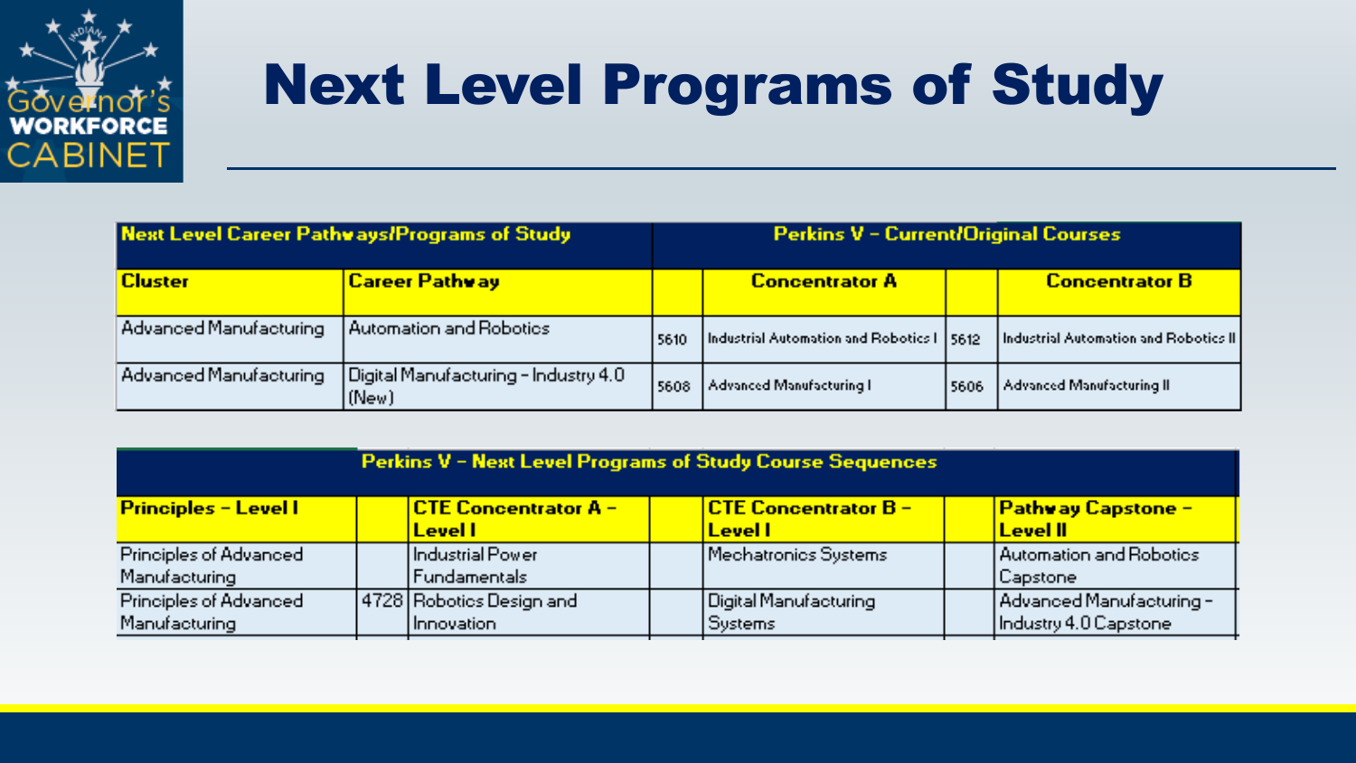# Next Level Programs of Study

| Next Level Career Pathways/Programs of Study | | Perkins V – Current/Original Courses | | | |
|---|---|---|---|---|---|
| **Cluster** | **Career Pathway** | | **Concentrator A** | | **Concentrator B** |
| Advanced Manufacturing | Automation and Robotics | 5610 | Industrial Automation and Robotics I | 5612 | Industrial Automation and Robotics II |
| Advanced Manufacturing | Digital Manufacturing – Industry 4.0 (New) | 5608 | Advanced Manufacturing I | 5606 | Advanced Manufacturing II |

| Perkins V – Next Level Programs of Study Course Sequences | | | | | | |
|---|---|---|---|---|---|---|
| **Principles – Level I** | | **CTE Concentrator A – Level I** | | **CTE Concentrator B – Level I** | | **Pathway Capstone – Level II** |
| Principles of Advanced Manufacturing | | Industrial Power Fundamentals | | Mechatronics Systems | | Automation and Robotics Capstone |
| Principles of Advanced Manufacturing | 4728 | Robotics Design and Innovation | | Digital Manufacturing Systems | | Advanced Manufacturing – Industry 4.0 Capstone |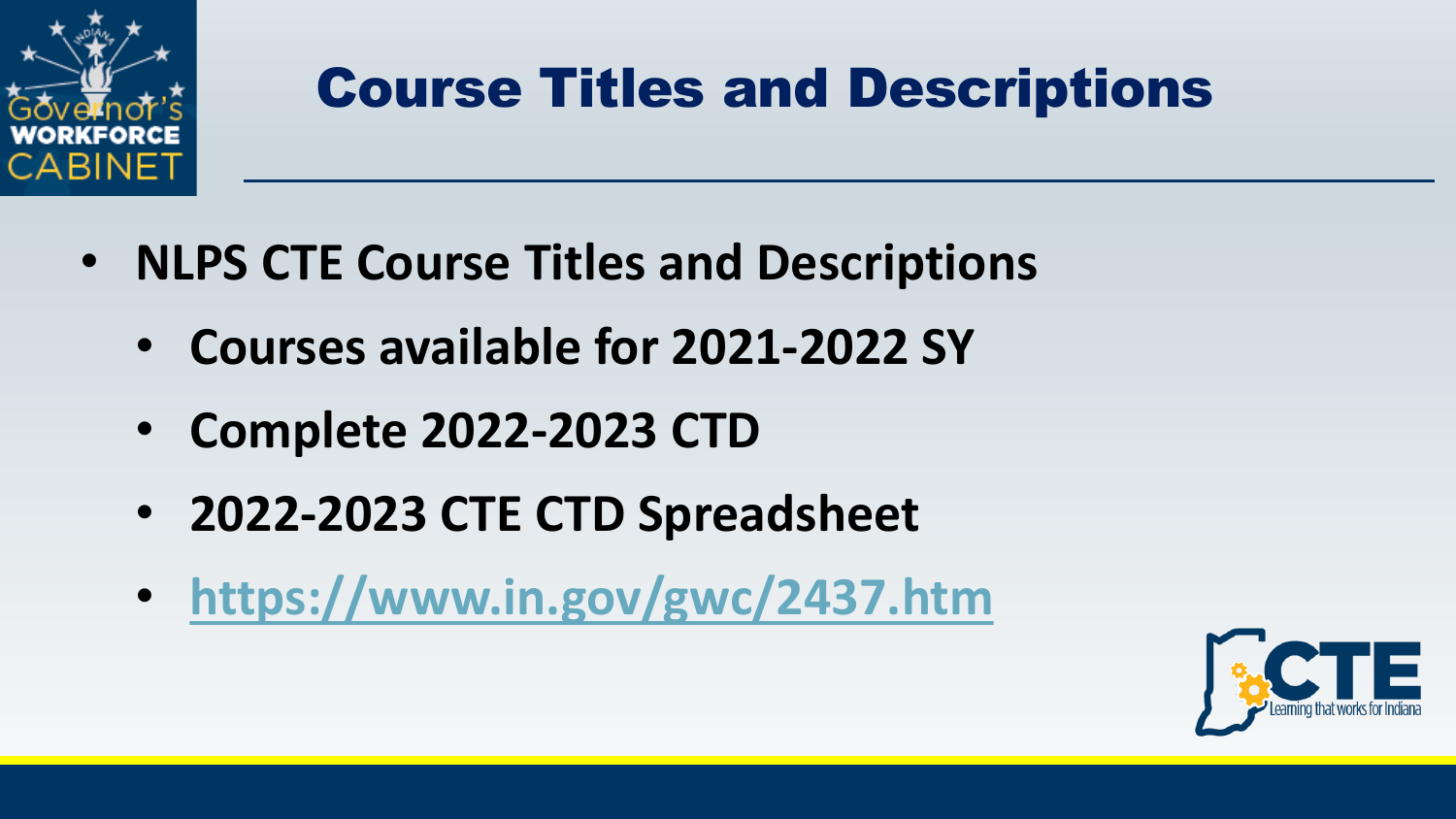# Course Titles and Descriptions

- **NLPS CTE Course Titles and Descriptions**
  - **Courses available for 2021-2022 SY**
  - **Complete 2022-2023 CTD**
  - **2022-2023 CTE CTD Spreadsheet**
  - **https://www.in.gov/gwc/2437.htm**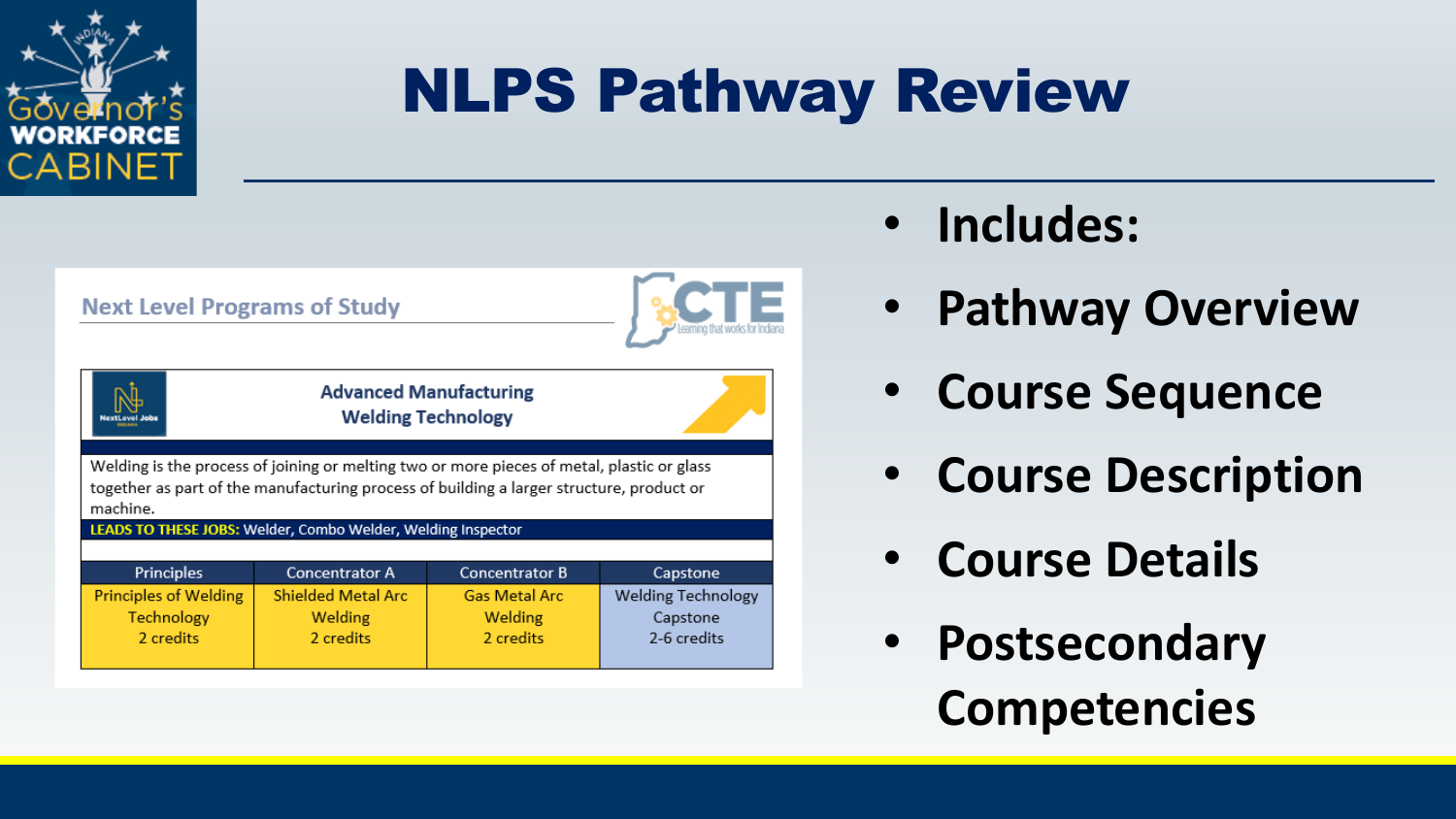# NLPS Pathway Review

**Next Level Programs of Study**

**Advanced Manufacturing**
**Welding Technology**

Welding is the process of joining or melting two or more pieces of metal, plastic or glass together as part of the manufacturing process of building a larger structure, product or machine.

**LEADS TO THESE JOBS:** Welder, Combo Welder, Welding Inspector

| Principles | Concentrator A | Concentrator B | Capstone |
| --- | --- | --- | --- |
| Principles of Welding Technology 2 credits | Shielded Metal Arc Welding 2 credits | Gas Metal Arc Welding 2 credits | Welding Technology Capstone 2-6 credits |

- **Includes:**
- **Pathway Overview**
- **Course Sequence**
- **Course Description**
- **Course Details**
- **Postsecondary Competencies**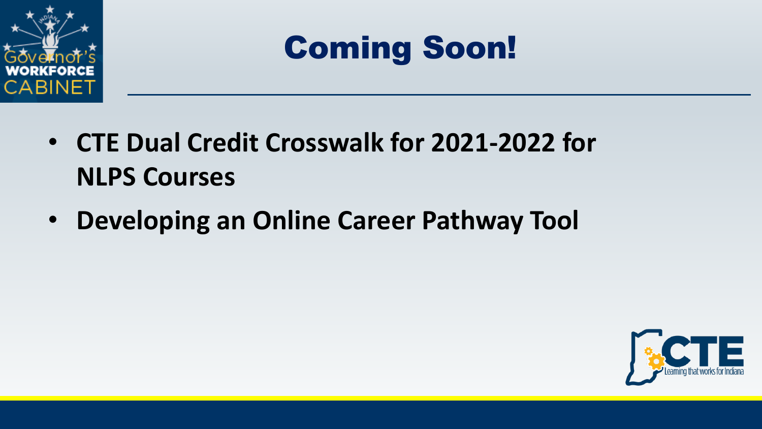# Coming Soon!

- **CTE Dual Credit Crosswalk for 2021-2022 for NLPS Courses**
- **Developing an Online Career Pathway Tool**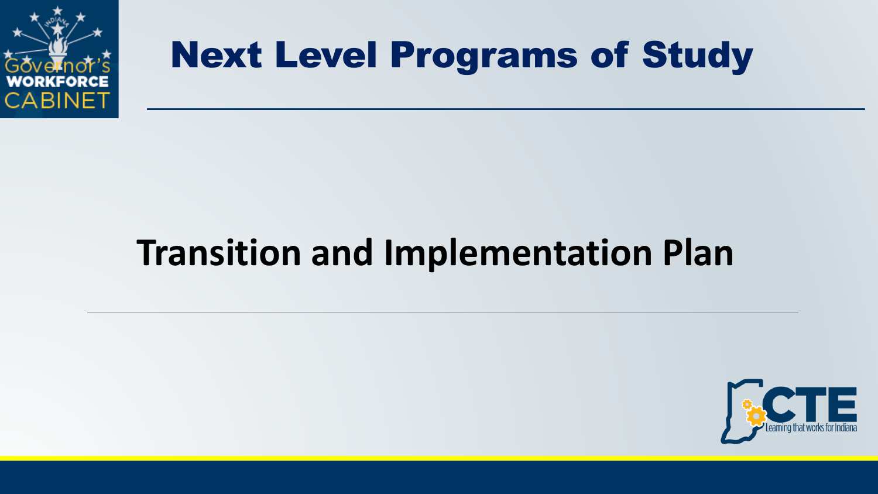# Next Level Programs of Study

## Transition and Implementation Plan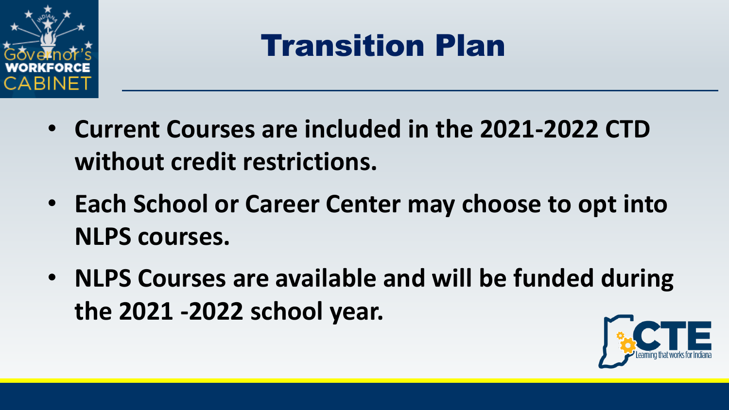# Transition Plan

- **Current Courses are included in the 2021-2022 CTD without credit restrictions.**
- **Each School or Career Center may choose to opt into NLPS courses.**
- **NLPS Courses are available and will be funded during the 2021 -2022 school year.**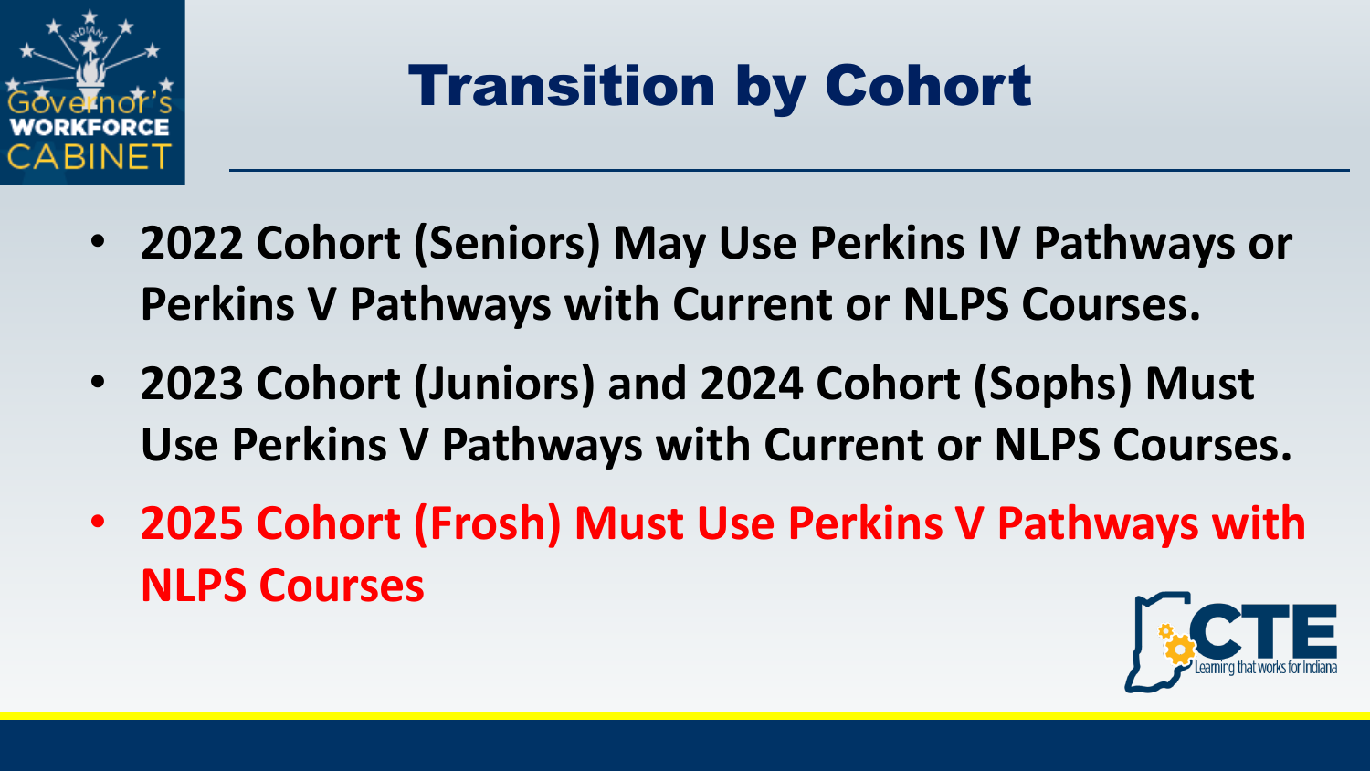# Transition by Cohort

- **2022 Cohort (Seniors) May Use Perkins IV Pathways or Perkins V Pathways with Current or NLPS Courses.**
- **2023 Cohort (Juniors) and 2024 Cohort (Sophs) Must Use Perkins V Pathways with Current or NLPS Courses.**
- **2025 Cohort (Frosh) Must Use Perkins V Pathways with NLPS Courses**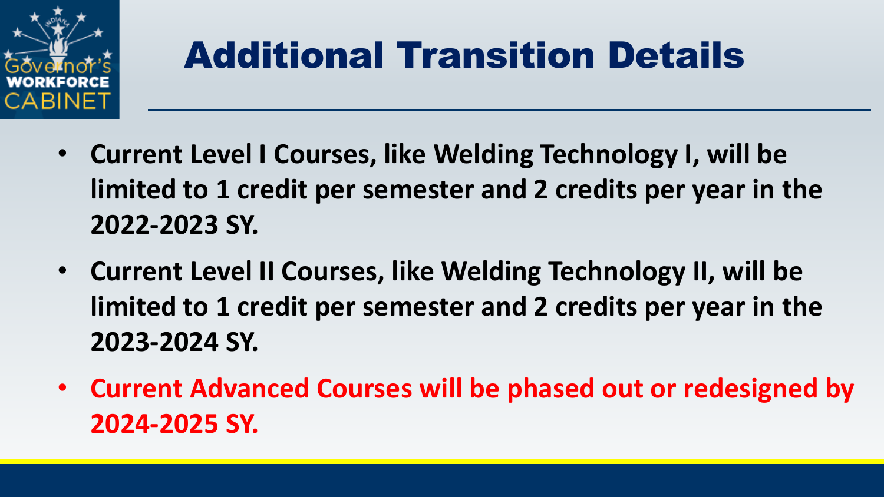# Additional Transition Details

- **Current Level I Courses, like Welding Technology I, will be limited to 1 credit per semester and 2 credits per year in the 2022-2023 SY.**
- **Current Level II Courses, like Welding Technology II, will be limited to 1 credit per semester and 2 credits per year in the 2023-2024 SY.**
- **Current Advanced Courses will be phased out or redesigned by 2024-2025 SY.**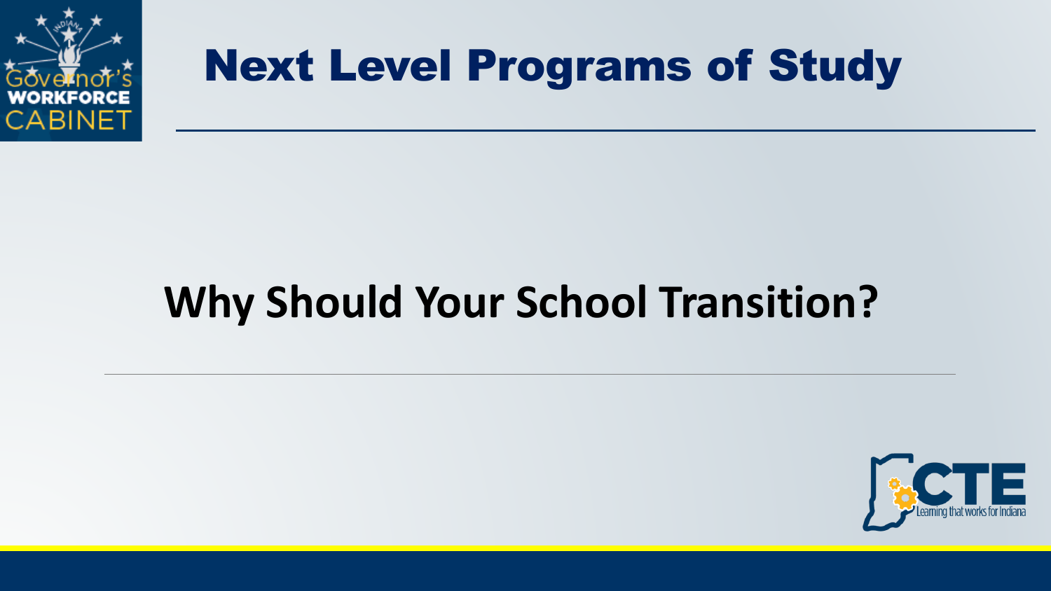# Next Level Programs of Study

## Why Should Your School Transition?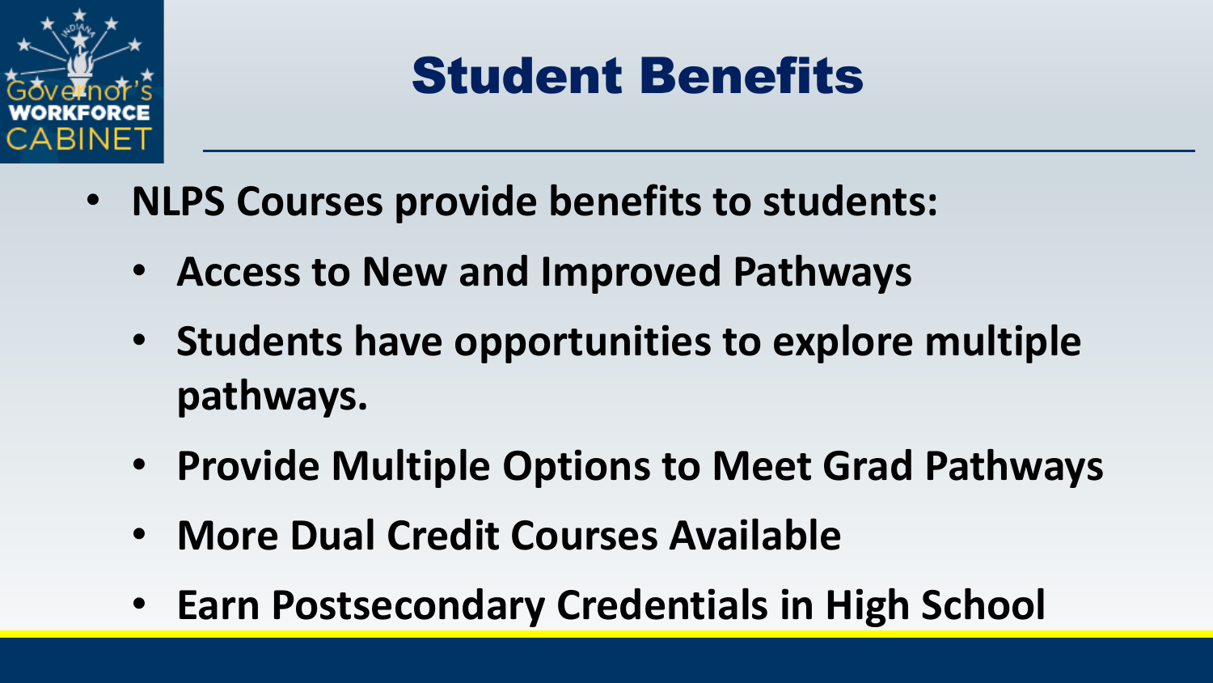# Student Benefits

- **NLPS Courses provide benefits to students:**
  - **Access to New and Improved Pathways**
  - **Students have opportunities to explore multiple pathways.**
  - **Provide Multiple Options to Meet Grad Pathways**
  - **More Dual Credit Courses Available**
  - **Earn Postsecondary Credentials in High School**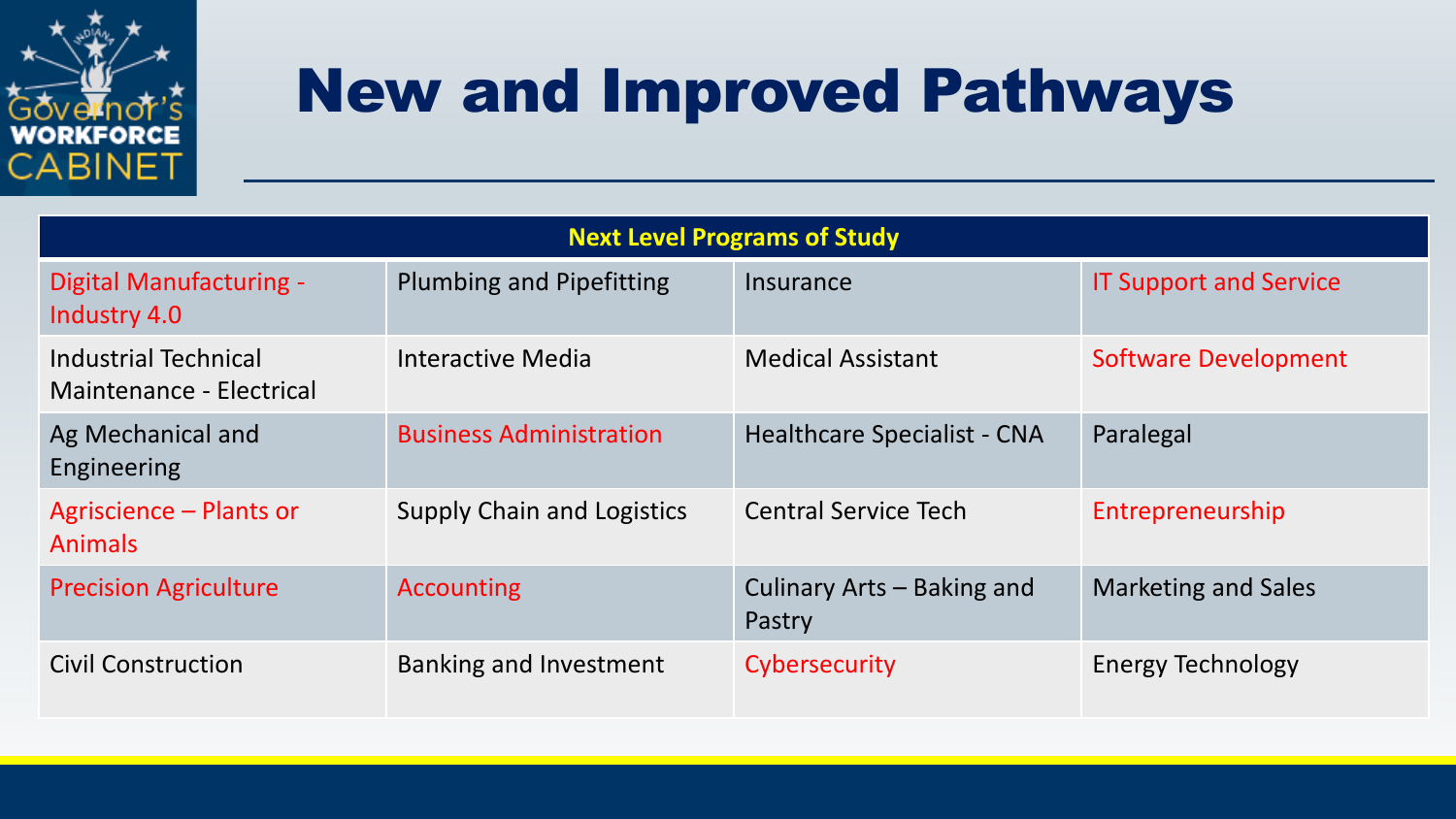# New and Improved Pathways

| Next Level Programs of Study | | | |
|---|---|---|---|
| Digital Manufacturing - Industry 4.0 | Plumbing and Pipefitting | Insurance | IT Support and Service |
| Industrial Technical Maintenance - Electrical | Interactive Media | Medical Assistant | Software Development |
| Ag Mechanical and Engineering | Business Administration | Healthcare Specialist - CNA | Paralegal |
| Agriscience – Plants or Animals | Supply Chain and Logistics | Central Service Tech | Entrepreneurship |
| Precision Agriculture | Accounting | Culinary Arts – Baking and Pastry | Marketing and Sales |
| Civil Construction | Banking and Investment | Cybersecurity | Energy Technology |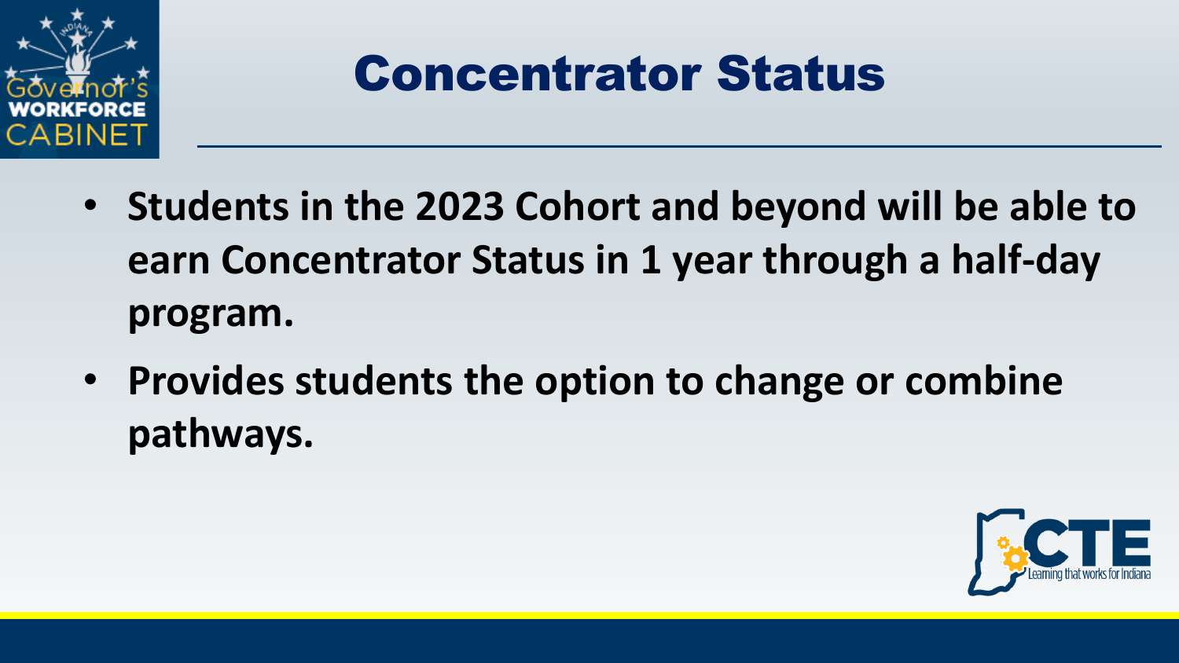# Concentrator Status

- **Students in the 2023 Cohort and beyond will be able to earn Concentrator Status in 1 year through a half-day program.**
- **Provides students the option to change or combine pathways.**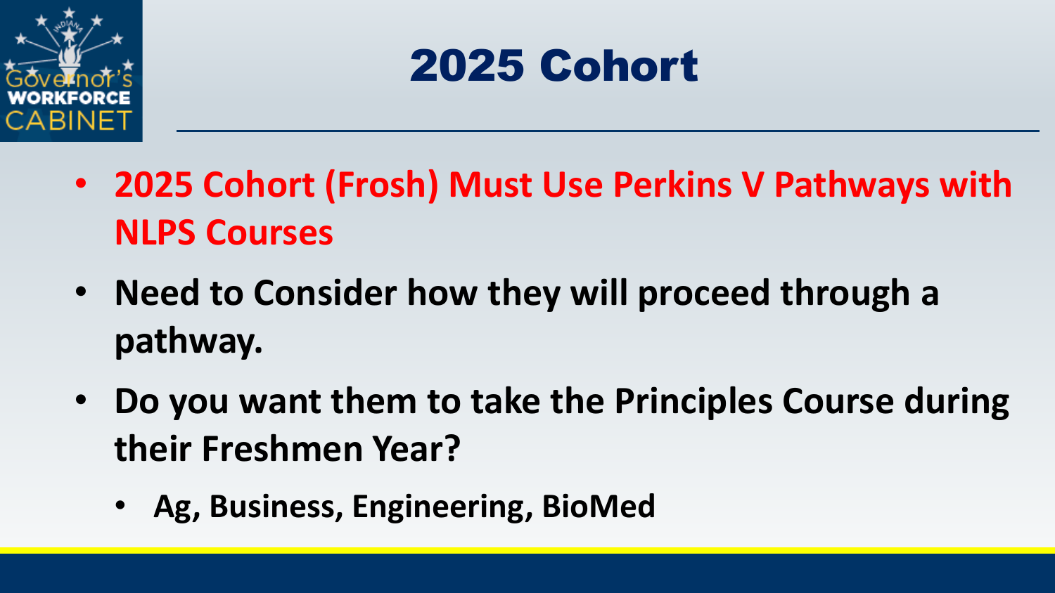# 2025 Cohort

- **2025 Cohort (Frosh) Must Use Perkins V Pathways with NLPS Courses**
- **Need to Consider how they will proceed through a pathway.**
- **Do you want them to take the Principles Course during their Freshmen Year?**
  - **Ag, Business, Engineering, BioMed**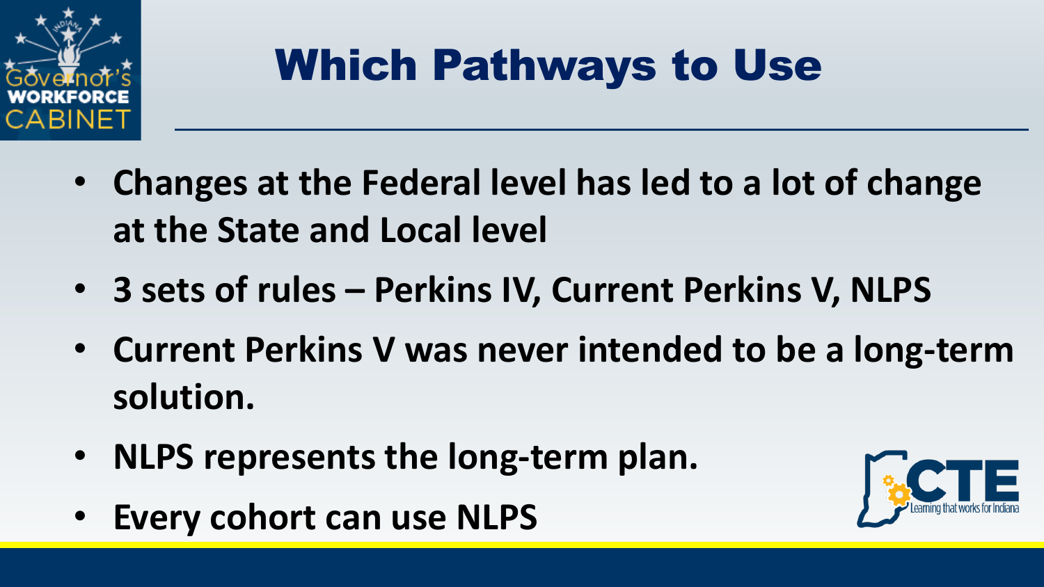# Which Pathways to Use

- **Changes at the Federal level has led to a lot of change at the State and Local level**
- **3 sets of rules – Perkins IV, Current Perkins V, NLPS**
- **Current Perkins V was never intended to be a long-term solution.**
- **NLPS represents the long-term plan.**
- **Every cohort can use NLPS**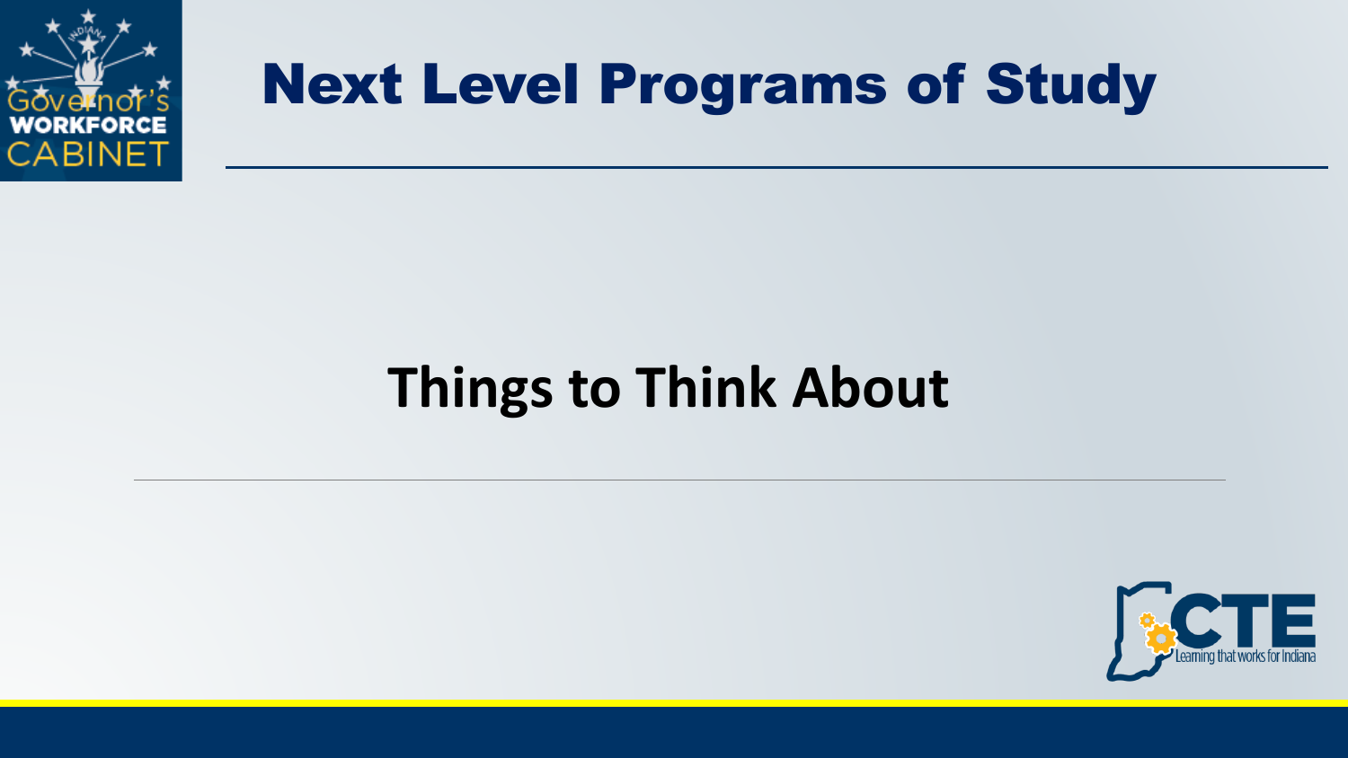# Next Level Programs of Study

## Things to Think About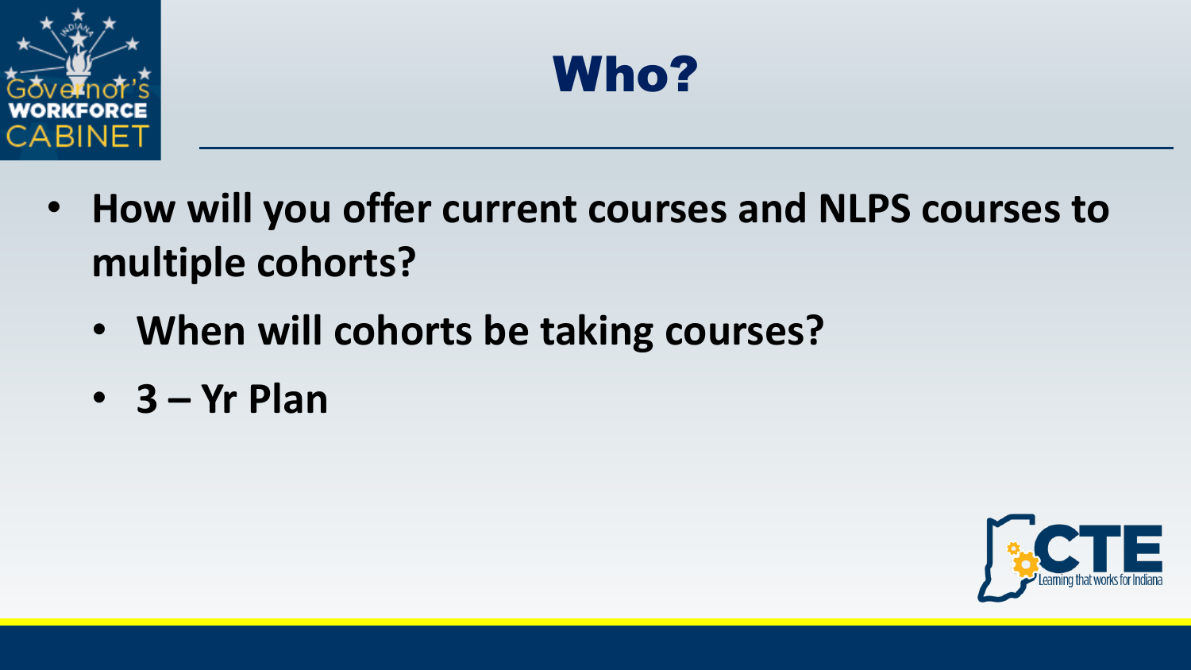# Who?

- **How will you offer current courses and NLPS courses to multiple cohorts?**
  - **When will cohorts be taking courses?**
  - **3 – Yr Plan**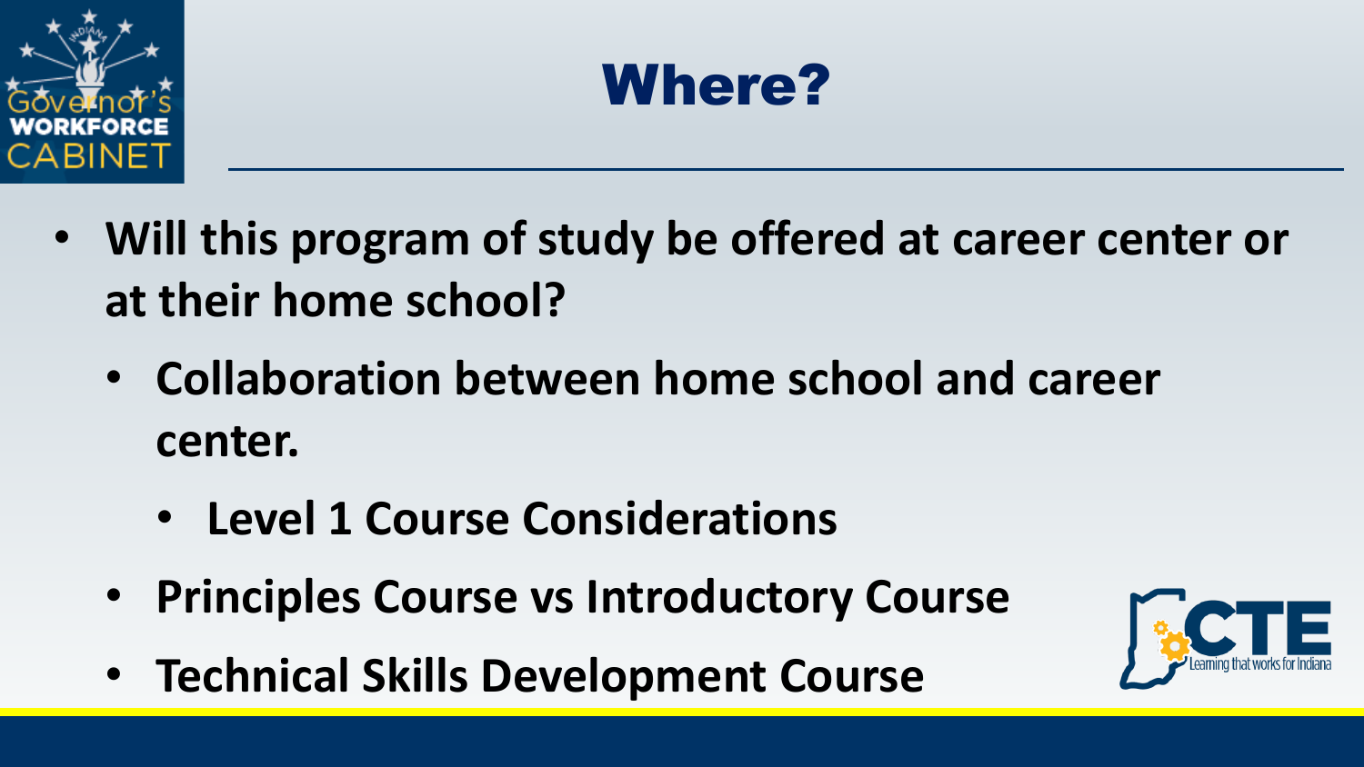# Where?

- **Will this program of study be offered at career center or at their home school?**
  - **Collaboration between home school and career center.**
    - **Level 1 Course Considerations**
  - **Principles Course vs Introductory Course**
  - **Technical Skills Development Course**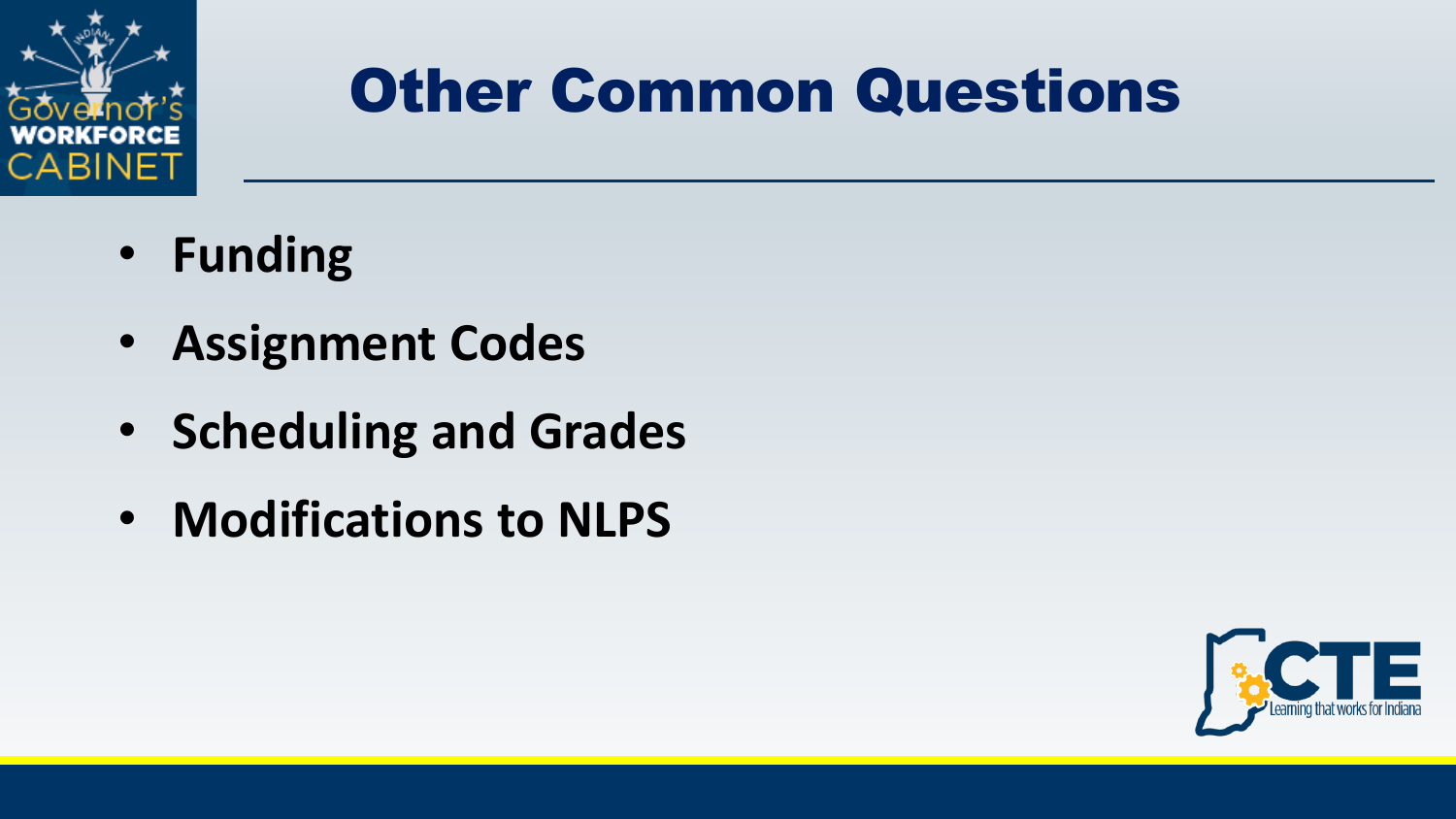# Other Common Questions

- **Funding**
- **Assignment Codes**
- **Scheduling and Grades**
- **Modifications to NLPS**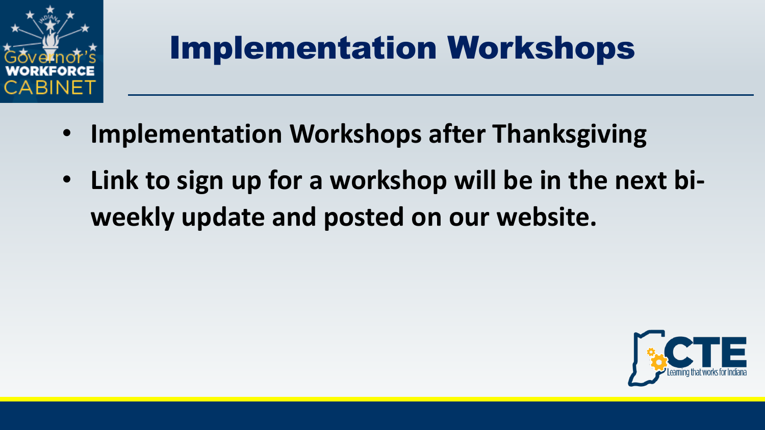# Implementation Workshops

- **Implementation Workshops after Thanksgiving**
- **Link to sign up for a workshop will be in the next bi-weekly update and posted on our website.**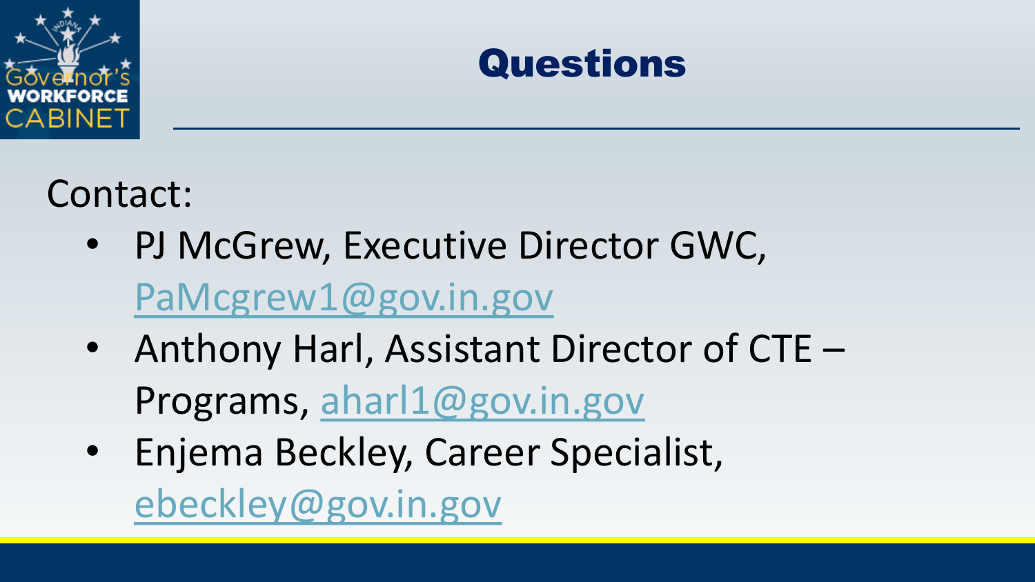# Questions

Contact:

- PJ McGrew, Executive Director GWC, PaMcgrew1@gov.in.gov
- Anthony Harl, Assistant Director of CTE – Programs, aharl1@gov.in.gov
- Enjema Beckley, Career Specialist, ebeckley@gov.in.gov